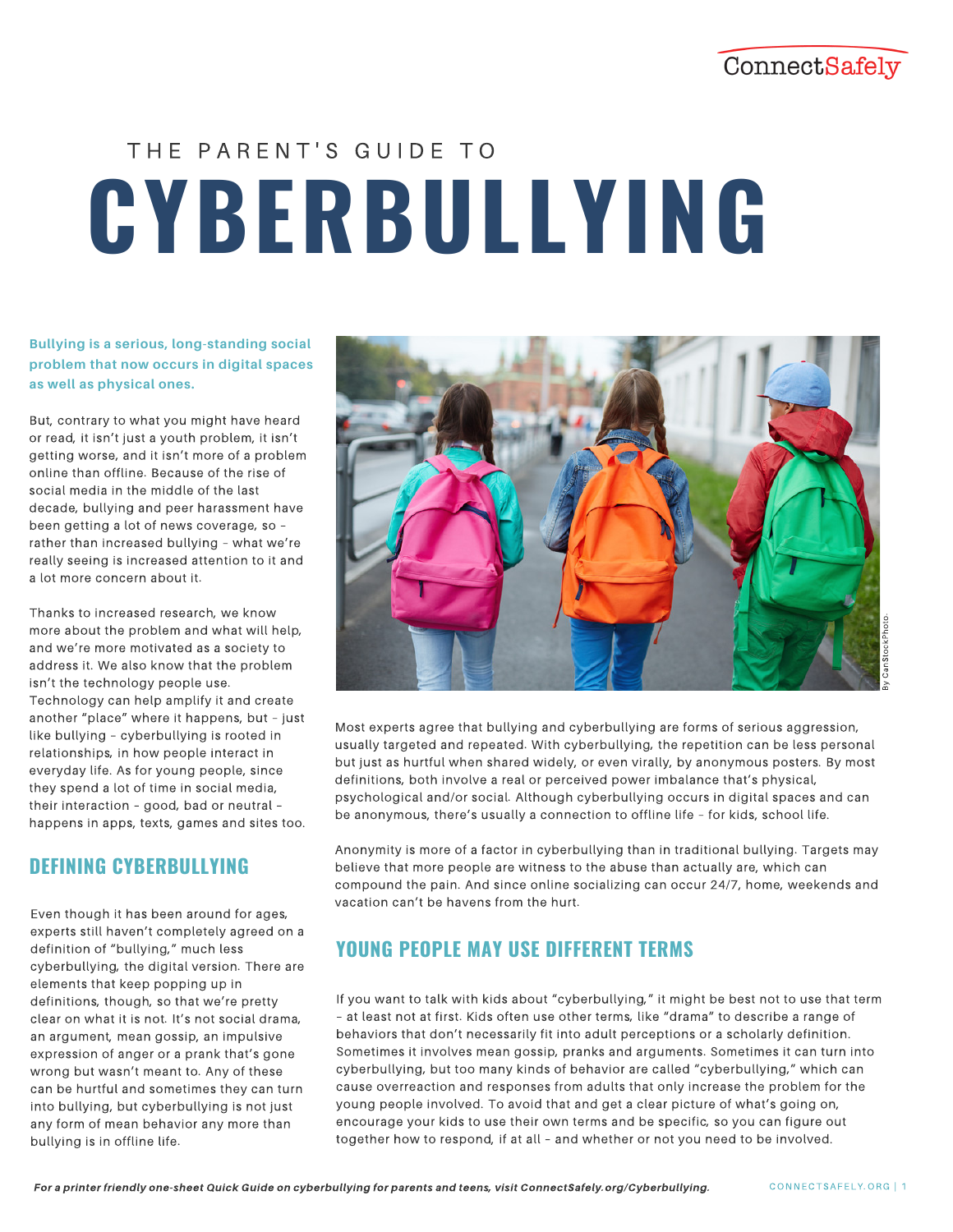ConnectSafely

# THE PARENT'S GUIDE TO CYBERBULLYING

**Bullying is a serious, long-standing social problem that now occurs in digital spaces as well as physical ones.**

But, contrary to what you might have heard or read, it isn't just a youth problem, it isn't getting worse, and it isn't more of a problem online than offline. Because of the rise of social media in the middle of the last decade, bullying and peer harassment have been getting a lot of news coverage, so – rather than increased bullying – what we're really seeing is increased attention to it and a lot more concern about it.

Thanks to increased research, we know more about the problem and what will help, and we're more motivated as a society to address it. We also know that the problem isn't the technology people use. Technology can help amplify it and create another "place" where it happens, but – just like bullying – cyberbullying is rooted in relationships, in how people interact in everyday life. As for young people, since they spend a lot of time in social media, their interaction – good, bad or neutral – happens in apps, texts, games and sites too.

## DEFINING CYBERBULLYING

Even though it has been around for ages, experts still haven't completely agreed on a definition of "bullying," much less cyberbullying, the digital version. There are elements that keep popping up in definitions, though, so that we're pretty clear on what it is not. It's not social drama, an argument, mean gossip, an impulsive expression of anger or a prank that's gone wrong but wasn't meant to. Any of these can be hurtful and sometimes they can turn into bullying, but cyberbullying is not just any form of mean behavior any more than bullying is in offline life.

By CanStockPhoto.

Most experts agree that bullying and cyberbullying are forms of serious aggression, usually targeted and repeated. With cyberbullying, the repetition can be less personal but just as hurtful when shared widely, or even virally, by anonymous posters. By most definitions, both involve a real or perceived power imbalance that's physical, psychological and/or social. Although cyberbullying occurs in digital spaces and can be anonymous, there's usually a connection to offline life – for kids, school life.

Anonymity is more of a factor in cyberbullying than in traditional bullying. Targets may believe that more people are witness to the abuse than actually are, which can compound the pain. And since online socializing can occur 24/7, home, weekends and vacation can't be havens from the hurt.

## YOUNG PEOPLE MAY USE DIFFERENT TERMS

If you want to talk with kids about "cyberbullying," it might be best not to use that term – at least not at first. Kids often use other terms, like "drama" to describe a range of behaviors that don't necessarily fit into adult perceptions or a scholarly definition. Sometimes it involves mean gossip, pranks and arguments. Sometimes it can turn into cyberbullying, but too many kinds of behavior are called "cyberbullying," which can cause overreaction and responses from adults that only increase the problem for the young people involved. To avoid that and get a clear picture of what's going on, encourage your kids to use their own terms and be specific, so you can figure out together how to respond, if at all – and whether or not you need to be involved.

*For a printer friendly one-sheet Quick Guide on cyberbullying for parents and teens, visit ConnectSafely.org/Cyberbullying.*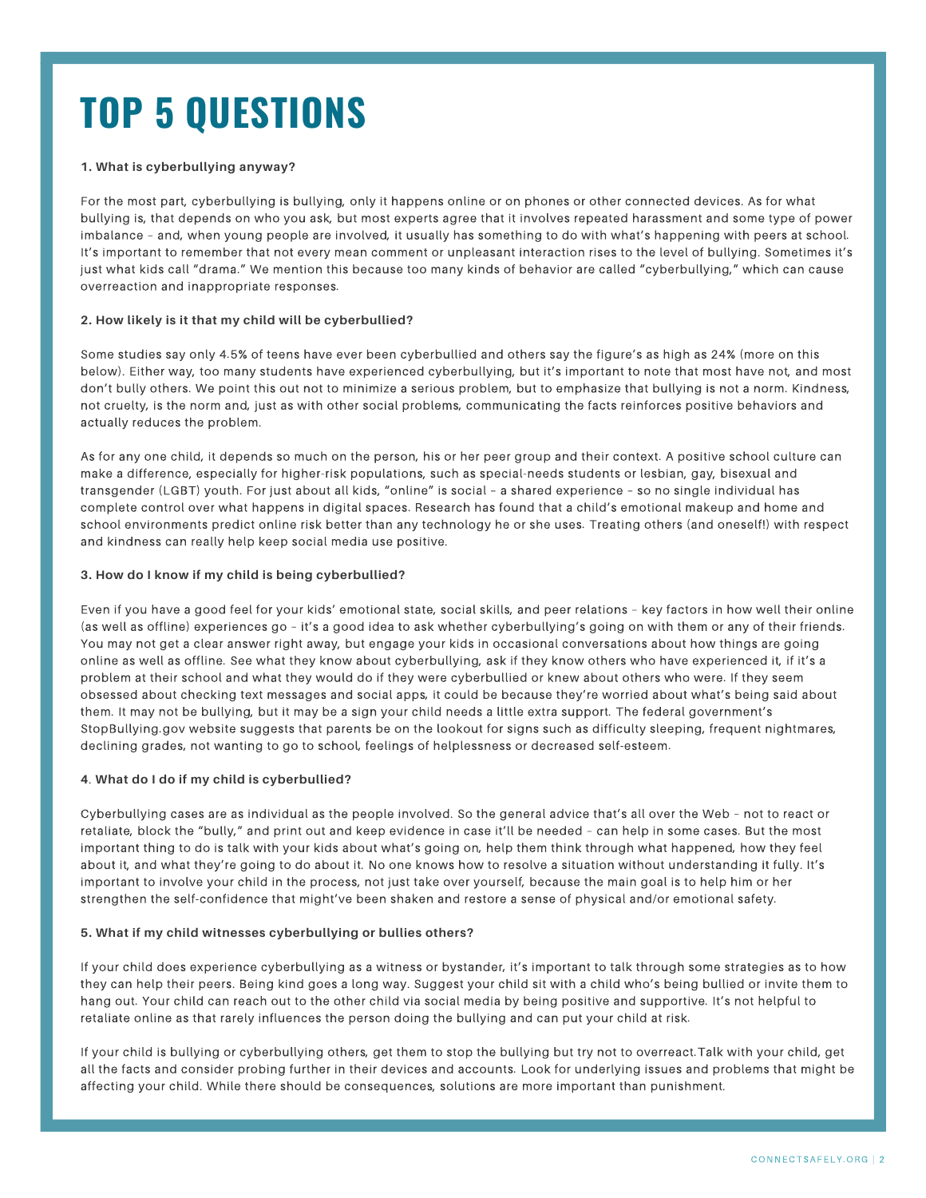# TOP 5 QUESTIONS

**1. What is cyberbullying anyway?**

For the most part, cyberbullying is bullying, only it happens online or on phones or other connected devices. As for what bullying is, that depends on who you ask, but most experts agree that it involves repeated harassment and some type of power imbalance – and, when young people are involved, it usually has something to do with what's happening with peers at school. It's important to remember that not every mean comment or unpleasant interaction rises to the level of bullying. Sometimes it's just what kids call "drama." We mention this because too many kinds of behavior are called "cyberbullying," which can cause overreaction and inappropriate responses.

**2. How likely is it that my child will be cyberbullied?**

Some studies say only 4.5% of teens have ever been cyberbullied and others say the figure's as high as 24% (more on this below). Either way, too many students have experienced cyberbullying, but it's important to note that most have not, and most don't bully others. We point this out not to minimize a serious problem, but to emphasize that bullying is not a norm. Kindness, not cruelty, is the norm and, just as with other social problems, communicating the facts reinforces positive behaviors and actually reduces the problem.

As for any one child, it depends so much on the person, his or her peer group and their context. A positive school culture can make a difference, especially for higher-risk populations, such as special-needs students or lesbian, gay, bisexual and transgender (LGBT) youth. For just about all kids, "online" is social – a shared experience – so no single individual has complete control over what happens in digital spaces. Research has found that a child's emotional makeup and home and school environments predict online risk better than any technology he or she uses. Treating others (and oneself!) with respect and kindness can really help keep social media use positive.

**3. How do I know if my child is being cyberbullied?**

Even if you have a good feel for your kids' emotional state, social skills, and peer relations – key factors in how well their online (as well as offline) experiences go – it's a good idea to ask whether cyberbullying's going on with them or any of their friends. You may not get a clear answer right away, but engage your kids in occasional conversations about how things are going online as well as offline. See what they know about cyberbullying, ask if they know others who have experienced it, if it's a problem at their school and what they would do if they were cyberbullied or knew about others who were. If they seem obsessed about checking text messages and social apps, it could be because they're worried about what's being said about them. It may not be bullying, but it may be a sign your child needs a little extra support. The federal government's StopBullying.gov website suggests that parents be on the lookout for signs such as difficulty sleeping, frequent nightmares, declining grades, not wanting to go to school, feelings of helplessness or decreased self-esteem.

**4. What do I do if my child is cyberbullied?**

Cyberbullying cases are as individual as the people involved. So the general advice that's all over the Web – not to react or retaliate, block the "bully," and print out and keep evidence in case it'll be needed – can help in some cases. But the most important thing to do is talk with your kids about what's going on, help them think through what happened, how they feel about it, and what they're going to do about it. No one knows how to resolve a situation without understanding it fully. It's important to involve your child in the process, not just take over yourself, because the main goal is to help him or her strengthen the self-confidence that might've been shaken and restore a sense of physical and/or emotional safety.

**5. What if my child witnesses cyberbullying or bullies others?**

If your child does experience cyberbullying as a witness or bystander, it's important to talk through some strategies as to how they can help their peers. Being kind goes a long way. Suggest your child sit with a child who's being bullied or invite them to hang out. Your child can reach out to the other child via social media by being positive and supportive. It's not helpful to retaliate online as that rarely influences the person doing the bullying and can put your child at risk.

If your child is bullying or cyberbullying others, get them to stop the bullying but try not to overreact. Talk with your child, get all the facts and consider probing further in their devices and accounts. Look for underlying issues and problems that might be affecting your child. While there should be consequences, solutions are more important than punishment.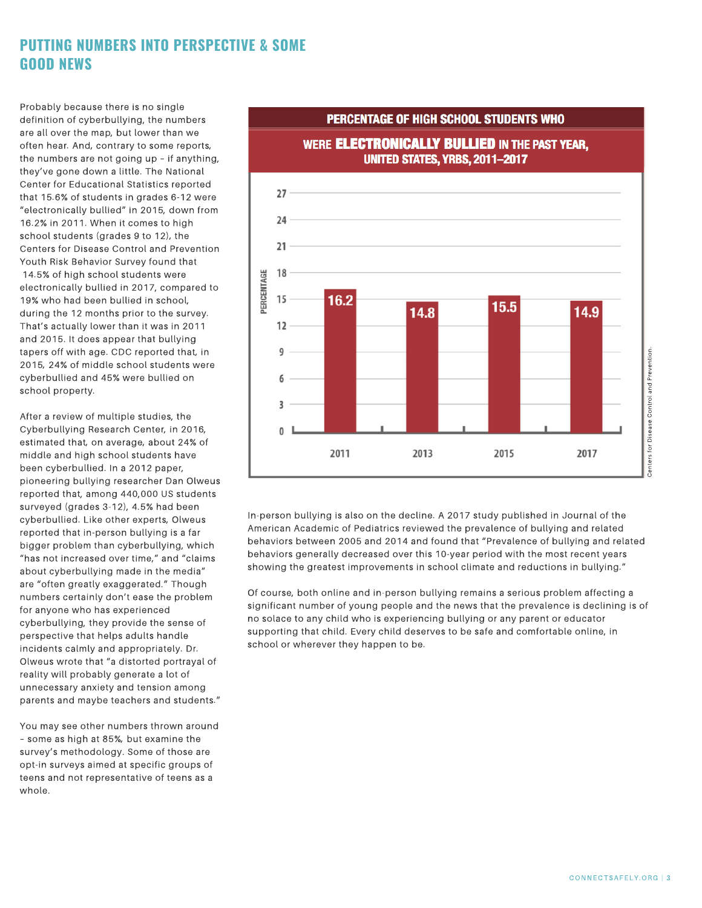## PUTTING NUMBERS INTO PERSPECTIVE & SOME GOOD NEWS

Probably because there is no single definition of cyberbullying, the numbers are all over the map, but lower than we often hear. And, contrary to some reports, the numbers are not going up – if anything, they've gone down a little. The National Center for Educational Statistics reported that 15.6% of students in grades 6-12 were "electronically bullied" in 2015, down from 16.2% in 2011. When it comes to high school students (grades 9 to 12), the Centers for Disease Control and Prevention Youth Risk Behavior Survey found that 14.5% of high school students were electronically bullied in 2017, compared to 19% who had been bullied in school, during the 12 months prior to the survey. That's actually lower than it was in 2011 and 2015. It does appear that bullying tapers off with age. CDC reported that, in 2015, 24% of middle school students were cyberbullied and 45% were bullied on school property.

After a review of multiple studies, the Cyberbullying Research Center, in 2016, estimated that, on average, about 24% of middle and high school students have been cyberbullied. In a 2012 paper, pioneering bullying researcher Dan Olweus reported that, among 440,000 US students surveyed (grades 3-12), 4.5% had been cyberbullied. Like other experts, Olweus reported that in-person bullying is a far bigger problem than cyberbullying, which "has not increased over time," and "claims about cyberbullying made in the media" are "often greatly exaggerated." Though numbers certainly don't ease the problem for anyone who has experienced cyberbullying, they provide the sense of perspective that helps adults handle incidents calmly and appropriately. Dr. Olweus wrote that "a distorted portrayal of reality will probably generate a lot of unnecessary anxiety and tension among parents and maybe teachers and students."

You may see other numbers thrown around – some as high at 85%, but examine the survey's methodology. Some of those are opt-in surveys aimed at specific groups of teens and not representative of teens as a whole.

**PERCENTAGE OF HIGH SCHOOL STUDENTS WHO WERE ELECTRONICALLY BULLIED IN THE PAST YEAR, UNITED STATES, YRBS, 2011–2017**

| Year | Percentage |
|---|---|
| 2011 | 16.2 |
| 2013 | 14.8 |
| 2015 | 15.5 |
| 2017 | 14.9 |

Centers for Disease Control and Prevention.

In-person bullying is also on the decline. A 2017 study published in Journal of the American Academic of Pediatrics reviewed the prevalence of bullying and related behaviors between 2005 and 2014 and found that "Prevalence of bullying and related behaviors generally decreased over this 10-year period with the most recent years showing the greatest improvements in school climate and reductions in bullying."

Of course, both online and in-person bullying remains a serious problem affecting a significant number of young people and the news that the prevalence is declining is of no solace to any child who is experiencing bullying or any parent or educator supporting that child. Every child deserves to be safe and comfortable online, in school or wherever they happen to be.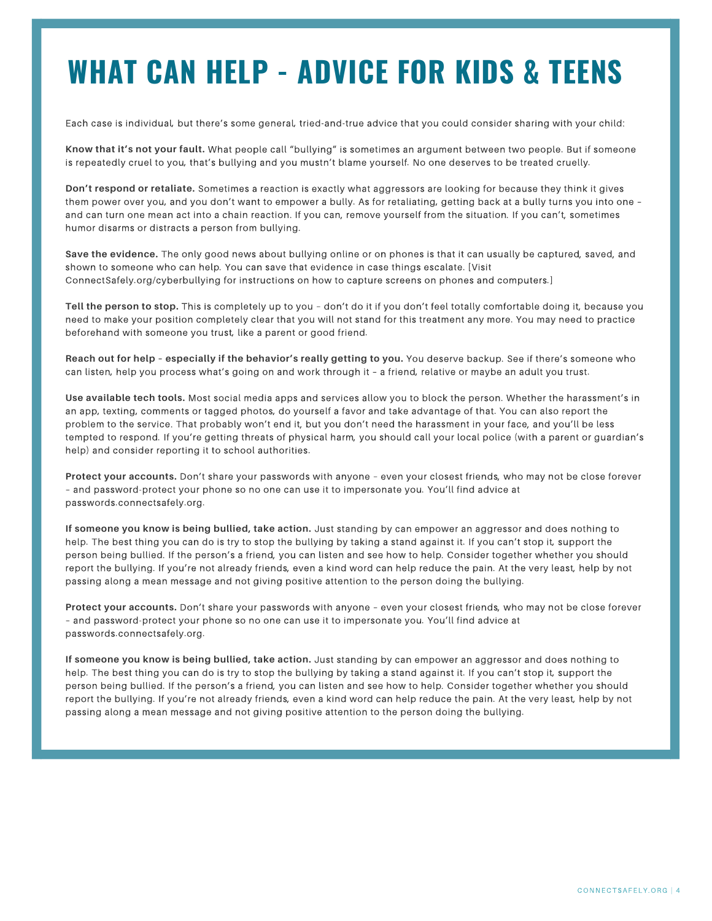# WHAT CAN HELP - ADVICE FOR KIDS & TEENS

Each case is individual, but there's some general, tried-and-true advice that you could consider sharing with your child:

**Know that it's not your fault.** What people call "bullying" is sometimes an argument between two people. But if someone is repeatedly cruel to you, that's bullying and you mustn't blame yourself. No one deserves to be treated cruelly.

**Don't respond or retaliate.** Sometimes a reaction is exactly what aggressors are looking for because they think it gives them power over you, and you don't want to empower a bully. As for retaliating, getting back at a bully turns you into one – and can turn one mean act into a chain reaction. If you can, remove yourself from the situation. If you can't, sometimes humor disarms or distracts a person from bullying.

**Save the evidence.** The only good news about bullying online or on phones is that it can usually be captured, saved, and shown to someone who can help. You can save that evidence in case things escalate. [Visit ConnectSafely.org/cyberbullying for instructions on how to capture screens on phones and computers.]

**Tell the person to stop.** This is completely up to you – don't do it if you don't feel totally comfortable doing it, because you need to make your position completely clear that you will not stand for this treatment any more. You may need to practice beforehand with someone you trust, like a parent or good friend.

**Reach out for help – especially if the behavior's really getting to you.** You deserve backup. See if there's someone who can listen, help you process what's going on and work through it – a friend, relative or maybe an adult you trust.

**Use available tech tools.** Most social media apps and services allow you to block the person. Whether the harassment's in an app, texting, comments or tagged photos, do yourself a favor and take advantage of that. You can also report the problem to the service. That probably won't end it, but you don't need the harassment in your face, and you'll be less tempted to respond. If you're getting threats of physical harm, you should call your local police (with a parent or guardian's help) and consider reporting it to school authorities.

**Protect your accounts.** Don't share your passwords with anyone – even your closest friends, who may not be close forever – and password-protect your phone so no one can use it to impersonate you. You'll find advice at passwords.connectsafely.org.

**If someone you know is being bullied, take action.** Just standing by can empower an aggressor and does nothing to help. The best thing you can do is try to stop the bullying by taking a stand against it. If you can't stop it, support the person being bullied. If the person's a friend, you can listen and see how to help. Consider together whether you should report the bullying. If you're not already friends, even a kind word can help reduce the pain. At the very least, help by not passing along a mean message and not giving positive attention to the person doing the bullying.

**Protect your accounts.** Don't share your passwords with anyone – even your closest friends, who may not be close forever – and password-protect your phone so no one can use it to impersonate you. You'll find advice at passwords.connectsafely.org.

**If someone you know is being bullied, take action.** Just standing by can empower an aggressor and does nothing to help. The best thing you can do is try to stop the bullying by taking a stand against it. If you can't stop it, support the person being bullied. If the person's a friend, you can listen and see how to help. Consider together whether you should report the bullying. If you're not already friends, even a kind word can help reduce the pain. At the very least, help by not passing along a mean message and not giving positive attention to the person doing the bullying.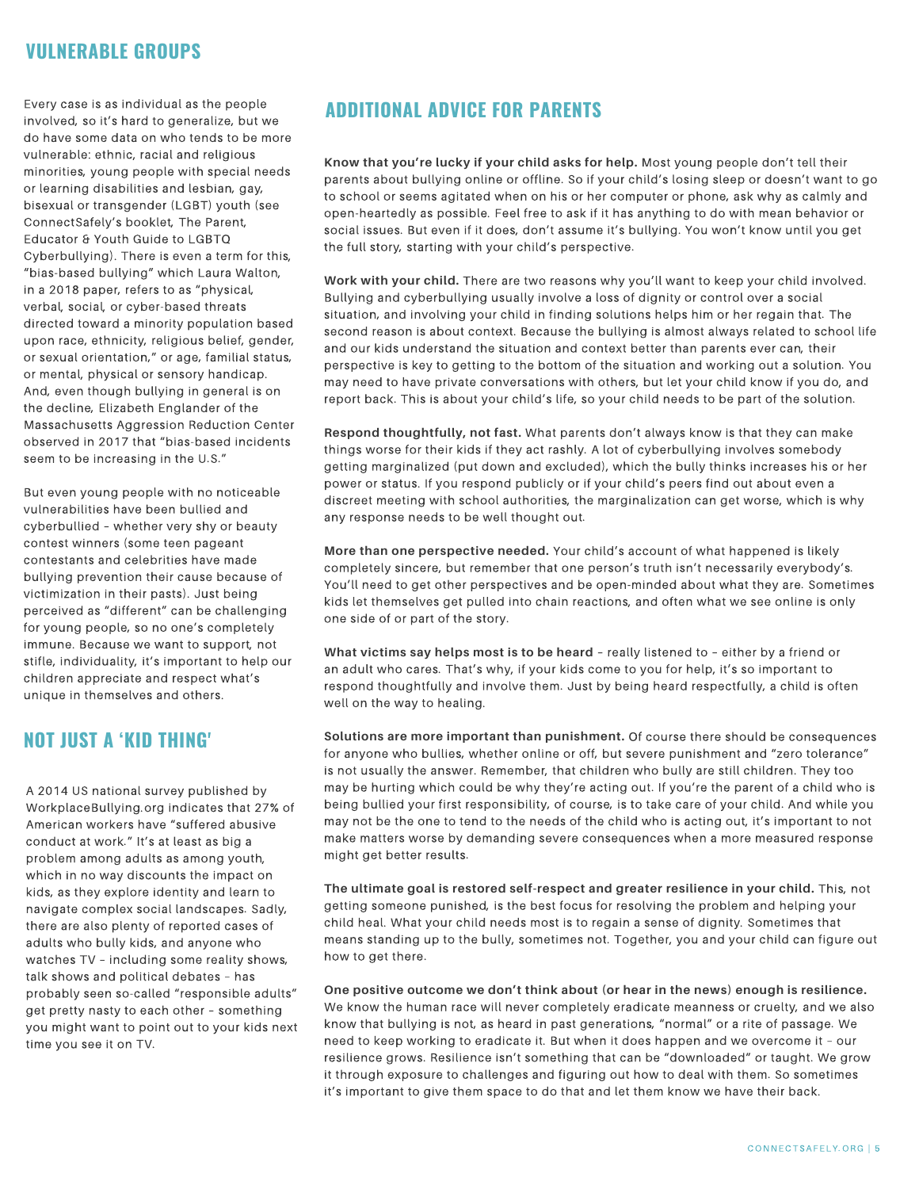## VULNERABLE GROUPS

Every case is as individual as the people involved, so it's hard to generalize, but we do have some data on who tends to be more vulnerable: ethnic, racial and religious minorities, young people with special needs or learning disabilities and lesbian, gay, bisexual or transgender (LGBT) youth (see ConnectSafely's booklet, The Parent, Educator & Youth Guide to LGBTQ Cyberbullying). There is even a term for this, "bias-based bullying" which Laura Walton, in a 2018 paper, refers to as "physical, verbal, social, or cyber-based threats directed toward a minority population based upon race, ethnicity, religious belief, gender, or sexual orientation," or age, familial status, or mental, physical or sensory handicap. And, even though bullying in general is on the decline, Elizabeth Englander of the Massachusetts Aggression Reduction Center observed in 2017 that "bias-based incidents seem to be increasing in the U.S."

But even young people with no noticeable vulnerabilities have been bullied and cyberbullied – whether very shy or beauty contest winners (some teen pageant contestants and celebrities have made bullying prevention their cause because of victimization in their pasts). Just being perceived as "different" can be challenging for young people, so no one's completely immune. Because we want to support, not stifle, individuality, it's important to help our children appreciate and respect what's unique in themselves and others.

## NOT JUST A 'KID THING'

A 2014 US national survey published by WorkplaceBullying.org indicates that 27% of American workers have "suffered abusive conduct at work." It's at least as big a problem among adults as among youth, which in no way discounts the impact on kids, as they explore identity and learn to navigate complex social landscapes. Sadly, there are also plenty of reported cases of adults who bully kids, and anyone who watches TV – including some reality shows, talk shows and political debates – has probably seen so-called "responsible adults" get pretty nasty to each other – something you might want to point out to your kids next time you see it on TV.

## ADDITIONAL ADVICE FOR PARENTS

**Know that you're lucky if your child asks for help.** Most young people don't tell their parents about bullying online or offline. So if your child's losing sleep or doesn't want to go to school or seems agitated when on his or her computer or phone, ask why as calmly and open-heartedly as possible. Feel free to ask if it has anything to do with mean behavior or social issues. But even if it does, don't assume it's bullying. You won't know until you get the full story, starting with your child's perspective.

**Work with your child.** There are two reasons why you'll want to keep your child involved. Bullying and cyberbullying usually involve a loss of dignity or control over a social situation, and involving your child in finding solutions helps him or her regain that. The second reason is about context. Because the bullying is almost always related to school life and our kids understand the situation and context better than parents ever can, their perspective is key to getting to the bottom of the situation and working out a solution. You may need to have private conversations with others, but let your child know if you do, and report back. This is about your child's life, so your child needs to be part of the solution.

**Respond thoughtfully, not fast.** What parents don't always know is that they can make things worse for their kids if they act rashly. A lot of cyberbullying involves somebody getting marginalized (put down and excluded), which the bully thinks increases his or her power or status. If you respond publicly or if your child's peers find out about even a discreet meeting with school authorities, the marginalization can get worse, which is why any response needs to be well thought out.

**More than one perspective needed.** Your child's account of what happened is likely completely sincere, but remember that one person's truth isn't necessarily everybody's. You'll need to get other perspectives and be open-minded about what they are. Sometimes kids let themselves get pulled into chain reactions, and often what we see online is only one side of or part of the story.

**What victims say helps most is to be heard** – really listened to – either by a friend or an adult who cares. That's why, if your kids come to you for help, it's so important to respond thoughtfully and involve them. Just by being heard respectfully, a child is often well on the way to healing.

**Solutions are more important than punishment.** Of course there should be consequences for anyone who bullies, whether online or off, but severe punishment and "zero tolerance" is not usually the answer. Remember, that children who bully are still children. They too may be hurting which could be why they're acting out. If you're the parent of a child who is being bullied your first responsibility, of course, is to take care of your child. And while you may not be the one to tend to the needs of the child who is acting out, it's important to not make matters worse by demanding severe consequences when a more measured response might get better results.

**The ultimate goal is restored self-respect and greater resilience in your child.** This, not getting someone punished, is the best focus for resolving the problem and helping your child heal. What your child needs most is to regain a sense of dignity. Sometimes that means standing up to the bully, sometimes not. Together, you and your child can figure out how to get there.

**One positive outcome we don't think about (or hear in the news) enough is resilience.** We know the human race will never completely eradicate meanness or cruelty, and we also know that bullying is not, as heard in past generations, "normal" or a rite of passage. We need to keep working to eradicate it. But when it does happen and we overcome it – our resilience grows. Resilience isn't something that can be "downloaded" or taught. We grow it through exposure to challenges and figuring out how to deal with them. So sometimes it's important to give them space to do that and let them know we have their back.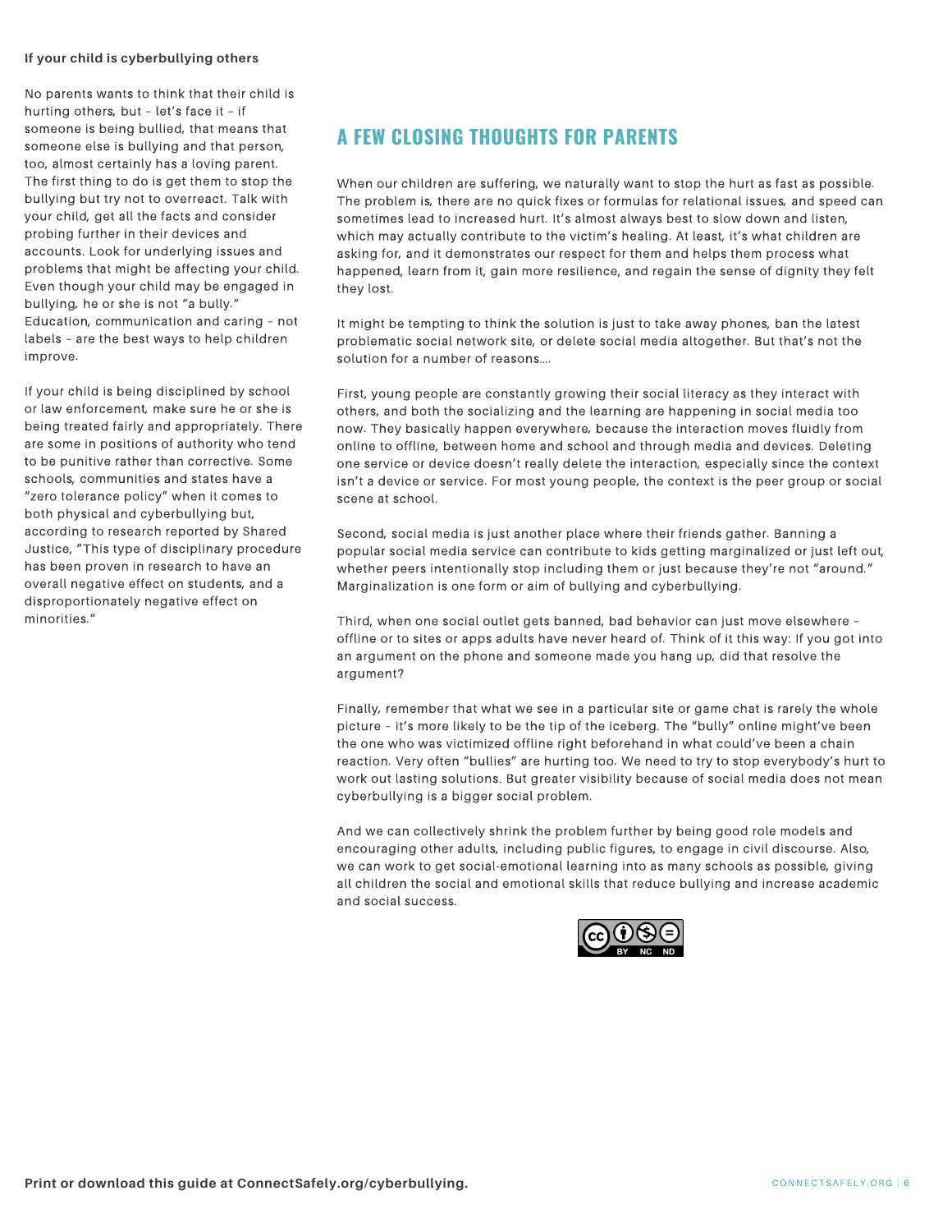**If your child is cyberbullying others**

No parents wants to think that their child is hurting others, but – let's face it – if someone is being bullied, that means that someone else is bullying and that person, too, almost certainly has a loving parent. The first thing to do is get them to stop the bullying but try not to overreact. Talk with your child, get all the facts and consider probing further in their devices and accounts. Look for underlying issues and problems that might be affecting your child. Even though your child may be engaged in bullying, he or she is not "a bully." Education, communication and caring – not labels – are the best ways to help children improve.

If your child is being disciplined by school or law enforcement, make sure he or she is being treated fairly and appropriately. There are some in positions of authority who tend to be punitive rather than corrective. Some schools, communities and states have a "zero tolerance policy" when it comes to both physical and cyberbullying but, according to research reported by Shared Justice, "This type of disciplinary procedure has been proven in research to have an overall negative effect on students, and a disproportionately negative effect on minorities."

## A FEW CLOSING THOUGHTS FOR PARENTS

When our children are suffering, we naturally want to stop the hurt as fast as possible. The problem is, there are no quick fixes or formulas for relational issues, and speed can sometimes lead to increased hurt. It's almost always best to slow down and listen, which may actually contribute to the victim's healing. At least, it's what children are asking for, and it demonstrates our respect for them and helps them process what happened, learn from it, gain more resilience, and regain the sense of dignity they felt they lost.

It might be tempting to think the solution is just to take away phones, ban the latest problematic social network site, or delete social media altogether. But that's not the solution for a number of reasons....

First, young people are constantly growing their social literacy as they interact with others, and both the socializing and the learning are happening in social media too now. They basically happen everywhere, because the interaction moves fluidly from online to offline, between home and school and through media and devices. Deleting one service or device doesn't really delete the interaction, especially since the context isn't a device or service. For most young people, the context is the peer group or social scene at school.

Second, social media is just another place where their friends gather. Banning a popular social media service can contribute to kids getting marginalized or just left out, whether peers intentionally stop including them or just because they're not "around." Marginalization is one form or aim of bullying and cyberbullying.

Third, when one social outlet gets banned, bad behavior can just move elsewhere – offline or to sites or apps adults have never heard of. Think of it this way: If you got into an argument on the phone and someone made you hang up, did that resolve the argument?

Finally, remember that what we see in a particular site or game chat is rarely the whole picture – it's more likely to be the tip of the iceberg. The "bully" online might've been the one who was victimized offline right beforehand in what could've been a chain reaction. Very often "bullies" are hurting too. We need to try to stop everybody's hurt to work out lasting solutions. But greater visibility because of social media does not mean cyberbullying is a bigger social problem.

And we can collectively shrink the problem further by being good role models and encouraging other adults, including public figures, to engage in civil discourse. Also, we can work to get social-emotional learning into as many schools as possible, giving all children the social and emotional skills that reduce bullying and increase academic and social success.

BY NC ND

**Print or download this guide at ConnectSafely.org/cyberbullying.**